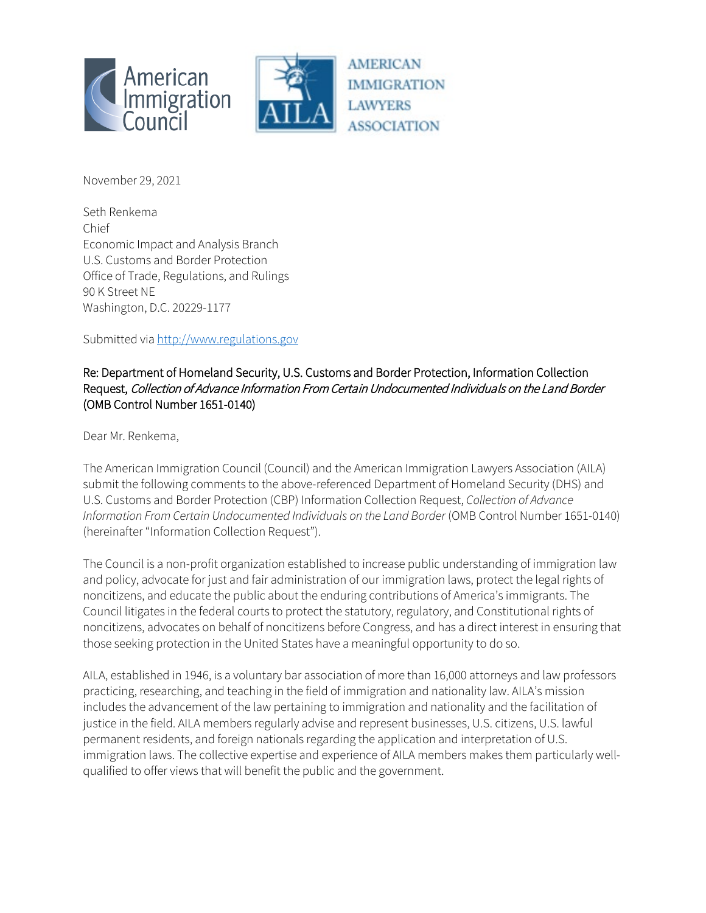American Immigration Council

AMERICAN IMMIGRATION LAWYERS ASSOCIATION

November 29, 2021

Seth Renkema
Chief
Economic Impact and Analysis Branch
U.S. Customs and Border Protection
Office of Trade, Regulations, and Rulings
90 K Street NE
Washington, D.C. 20229-1177

Submitted via http://www.regulations.gov

Re: Department of Homeland Security, U.S. Customs and Border Protection, Information Collection Request, *Collection of Advance Information From Certain Undocumented Individuals on the Land Border* (OMB Control Number 1651-0140)

Dear Mr. Renkema,

The American Immigration Council (Council) and the American Immigration Lawyers Association (AILA) submit the following comments to the above-referenced Department of Homeland Security (DHS) and U.S. Customs and Border Protection (CBP) Information Collection Request, *Collection of Advance Information From Certain Undocumented Individuals on the Land Border* (OMB Control Number 1651-0140) (hereinafter "Information Collection Request").

The Council is a non-profit organization established to increase public understanding of immigration law and policy, advocate for just and fair administration of our immigration laws, protect the legal rights of noncitizens, and educate the public about the enduring contributions of America's immigrants. The Council litigates in the federal courts to protect the statutory, regulatory, and Constitutional rights of noncitizens, advocates on behalf of noncitizens before Congress, and has a direct interest in ensuring that those seeking protection in the United States have a meaningful opportunity to do so.

AILA, established in 1946, is a voluntary bar association of more than 16,000 attorneys and law professors practicing, researching, and teaching in the field of immigration and nationality law. AILA's mission includes the advancement of the law pertaining to immigration and nationality and the facilitation of justice in the field. AILA members regularly advise and represent businesses, U.S. citizens, U.S. lawful permanent residents, and foreign nationals regarding the application and interpretation of U.S. immigration laws. The collective expertise and experience of AILA members makes them particularly well-qualified to offer views that will benefit the public and the government.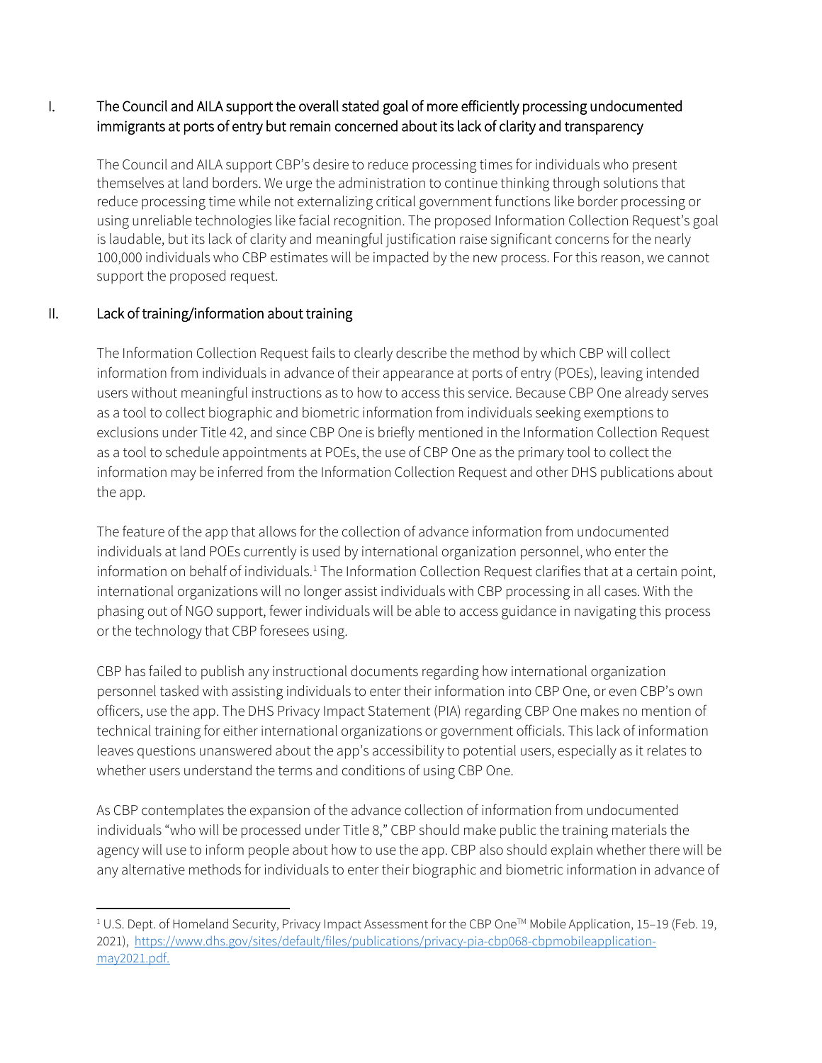## I. The Council and AILA support the overall stated goal of more efficiently processing undocumented immigrants at ports of entry but remain concerned about its lack of clarity and transparency

The Council and AILA support CBP's desire to reduce processing times for individuals who present themselves at land borders. We urge the administration to continue thinking through solutions that reduce processing time while not externalizing critical government functions like border processing or using unreliable technologies like facial recognition. The proposed Information Collection Request's goal is laudable, but its lack of clarity and meaningful justification raise significant concerns for the nearly 100,000 individuals who CBP estimates will be impacted by the new process. For this reason, we cannot support the proposed request.

## II. Lack of training/information about training

The Information Collection Request fails to clearly describe the method by which CBP will collect information from individuals in advance of their appearance at ports of entry (POEs), leaving intended users without meaningful instructions as to how to access this service. Because CBP One already serves as a tool to collect biographic and biometric information from individuals seeking exemptions to exclusions under Title 42, and since CBP One is briefly mentioned in the Information Collection Request as a tool to schedule appointments at POEs, the use of CBP One as the primary tool to collect the information may be inferred from the Information Collection Request and other DHS publications about the app.

The feature of the app that allows for the collection of advance information from undocumented individuals at land POEs currently is used by international organization personnel, who enter the information on behalf of individuals.[1] The Information Collection Request clarifies that at a certain point, international organizations will no longer assist individuals with CBP processing in all cases. With the phasing out of NGO support, fewer individuals will be able to access guidance in navigating this process or the technology that CBP foresees using.

CBP has failed to publish any instructional documents regarding how international organization personnel tasked with assisting individuals to enter their information into CBP One, or even CBP's own officers, use the app. The DHS Privacy Impact Statement (PIA) regarding CBP One makes no mention of technical training for either international organizations or government officials. This lack of information leaves questions unanswered about the app's accessibility to potential users, especially as it relates to whether users understand the terms and conditions of using CBP One.

As CBP contemplates the expansion of the advance collection of information from undocumented individuals "who will be processed under Title 8," CBP should make public the training materials the agency will use to inform people about how to use the app. CBP also should explain whether there will be any alternative methods for individuals to enter their biographic and biometric information in advance of

---

[1] U.S. Dept. of Homeland Security, Privacy Impact Assessment for the CBP One™ Mobile Application, 15–19 (Feb. 19, 2021), [https://www.dhs.gov/sites/default/files/publications/privacy-pia-cbp068-cbpmobileapplication-may2021.pdf.](https://www.dhs.gov/sites/default/files/publications/privacy-pia-cbp068-cbpmobileapplication-may2021.pdf)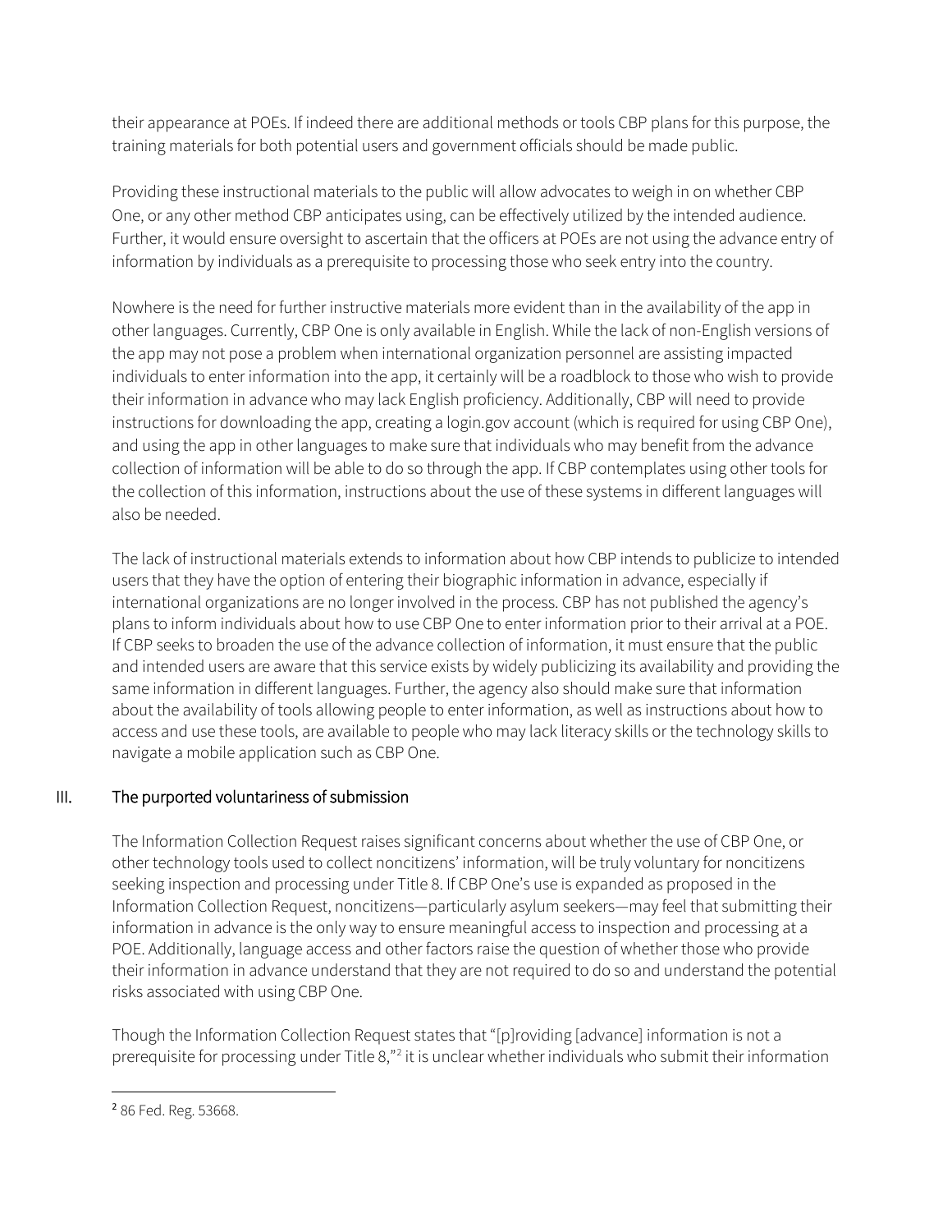their appearance at POEs. If indeed there are additional methods or tools CBP plans for this purpose, the training materials for both potential users and government officials should be made public.

Providing these instructional materials to the public will allow advocates to weigh in on whether CBP One, or any other method CBP anticipates using, can be effectively utilized by the intended audience. Further, it would ensure oversight to ascertain that the officers at POEs are not using the advance entry of information by individuals as a prerequisite to processing those who seek entry into the country.

Nowhere is the need for further instructive materials more evident than in the availability of the app in other languages. Currently, CBP One is only available in English. While the lack of non-English versions of the app may not pose a problem when international organization personnel are assisting impacted individuals to enter information into the app, it certainly will be a roadblock to those who wish to provide their information in advance who may lack English proficiency. Additionally, CBP will need to provide instructions for downloading the app, creating a login.gov account (which is required for using CBP One), and using the app in other languages to make sure that individuals who may benefit from the advance collection of information will be able to do so through the app. If CBP contemplates using other tools for the collection of this information, instructions about the use of these systems in different languages will also be needed.

The lack of instructional materials extends to information about how CBP intends to publicize to intended users that they have the option of entering their biographic information in advance, especially if international organizations are no longer involved in the process. CBP has not published the agency's plans to inform individuals about how to use CBP One to enter information prior to their arrival at a POE. If CBP seeks to broaden the use of the advance collection of information, it must ensure that the public and intended users are aware that this service exists by widely publicizing its availability and providing the same information in different languages. Further, the agency also should make sure that information about the availability of tools allowing people to enter information, as well as instructions about how to access and use these tools, are available to people who may lack literacy skills or the technology skills to navigate a mobile application such as CBP One.

## III. The purported voluntariness of submission

The Information Collection Request raises significant concerns about whether the use of CBP One, or other technology tools used to collect noncitizens' information, will be truly voluntary for noncitizens seeking inspection and processing under Title 8. If CBP One's use is expanded as proposed in the Information Collection Request, noncitizens—particularly asylum seekers—may feel that submitting their information in advance is the only way to ensure meaningful access to inspection and processing at a POE. Additionally, language access and other factors raise the question of whether those who provide their information in advance understand that they are not required to do so and understand the potential risks associated with using CBP One.

Though the Information Collection Request states that "[p]roviding [advance] information is not a prerequisite for processing under Title 8,"[2] it is unclear whether individuals who submit their information

[2] 86 Fed. Reg. 53668.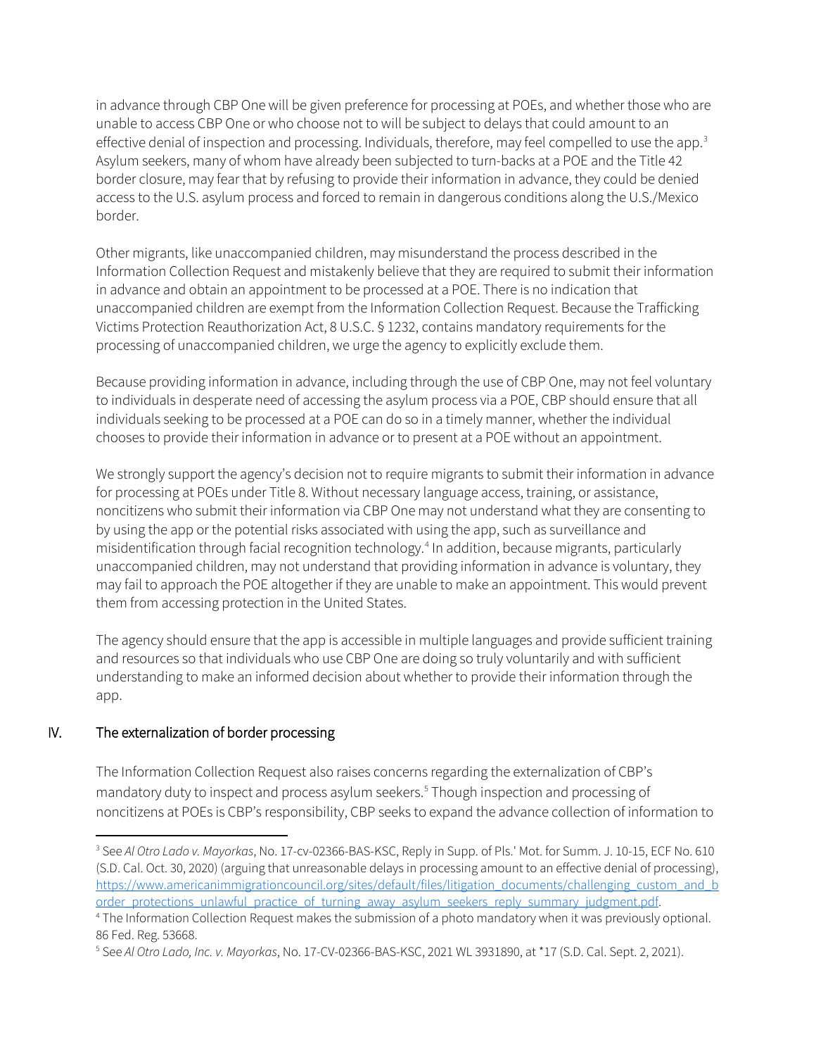in advance through CBP One will be given preference for processing at POEs, and whether those who are unable to access CBP One or who choose not to will be subject to delays that could amount to an effective denial of inspection and processing. Individuals, therefore, may feel compelled to use the app.[3] Asylum seekers, many of whom have already been subjected to turn-backs at a POE and the Title 42 border closure, may fear that by refusing to provide their information in advance, they could be denied access to the U.S. asylum process and forced to remain in dangerous conditions along the U.S./Mexico border.

Other migrants, like unaccompanied children, may misunderstand the process described in the Information Collection Request and mistakenly believe that they are required to submit their information in advance and obtain an appointment to be processed at a POE. There is no indication that unaccompanied children are exempt from the Information Collection Request. Because the Trafficking Victims Protection Reauthorization Act, 8 U.S.C. § 1232, contains mandatory requirements for the processing of unaccompanied children, we urge the agency to explicitly exclude them.

Because providing information in advance, including through the use of CBP One, may not feel voluntary to individuals in desperate need of accessing the asylum process via a POE, CBP should ensure that all individuals seeking to be processed at a POE can do so in a timely manner, whether the individual chooses to provide their information in advance or to present at a POE without an appointment.

We strongly support the agency's decision not to require migrants to submit their information in advance for processing at POEs under Title 8. Without necessary language access, training, or assistance, noncitizens who submit their information via CBP One may not understand what they are consenting to by using the app or the potential risks associated with using the app, such as surveillance and misidentification through facial recognition technology.[4] In addition, because migrants, particularly unaccompanied children, may not understand that providing information in advance is voluntary, they may fail to approach the POE altogether if they are unable to make an appointment. This would prevent them from accessing protection in the United States.

The agency should ensure that the app is accessible in multiple languages and provide sufficient training and resources so that individuals who use CBP One are doing so truly voluntarily and with sufficient understanding to make an informed decision about whether to provide their information through the app.

## IV. The externalization of border processing

The Information Collection Request also raises concerns regarding the externalization of CBP's mandatory duty to inspect and process asylum seekers.[5] Though inspection and processing of noncitizens at POEs is CBP's responsibility, CBP seeks to expand the advance collection of information to

---

[3] See *Al Otro Lado v. Mayorkas*, No. 17-cv-02366-BAS-KSC, Reply in Supp. of Pls.' Mot. for Summ. J. 10-15, ECF No. 610 (S.D. Cal. Oct. 30, 2020) (arguing that unreasonable delays in processing amount to an effective denial of processing), https://www.americanimmigrationcouncil.org/sites/default/files/litigation_documents/challenging_custom_and_border_protections_unlawful_practice_of_turning_away_asylum_seekers_reply_summary_judgment.pdf.

[4] The Information Collection Request makes the submission of a photo mandatory when it was previously optional. 86 Fed. Reg. 53668.

[5] See *Al Otro Lado, Inc. v. Mayorkas*, No. 17-CV-02366-BAS-KSC, 2021 WL 3931890, at *17 (S.D. Cal. Sept. 2, 2021).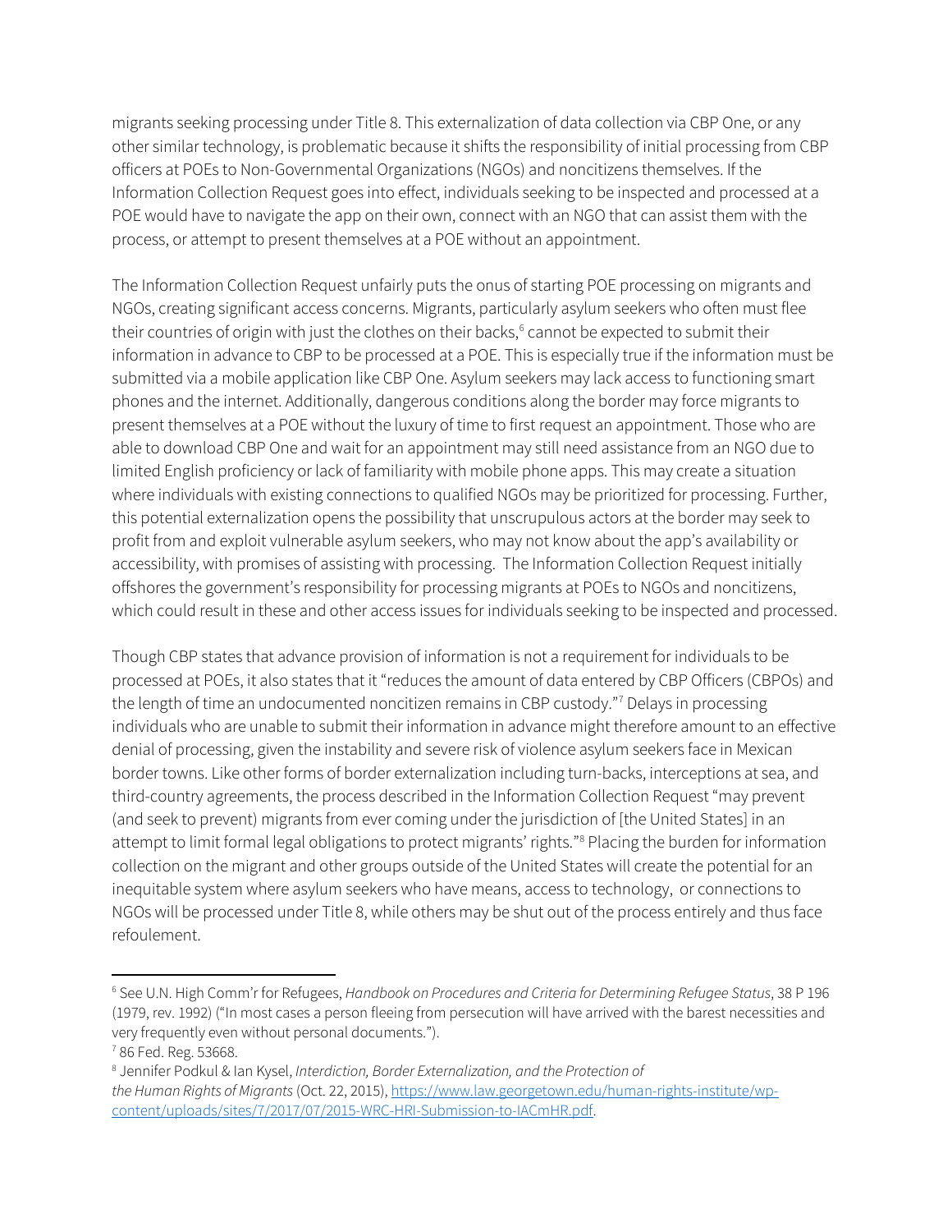migrants seeking processing under Title 8. This externalization of data collection via CBP One, or any other similar technology, is problematic because it shifts the responsibility of initial processing from CBP officers at POEs to Non-Governmental Organizations (NGOs) and noncitizens themselves. If the Information Collection Request goes into effect, individuals seeking to be inspected and processed at a POE would have to navigate the app on their own, connect with an NGO that can assist them with the process, or attempt to present themselves at a POE without an appointment.

The Information Collection Request unfairly puts the onus of starting POE processing on migrants and NGOs, creating significant access concerns. Migrants, particularly asylum seekers who often must flee their countries of origin with just the clothes on their backs,[6] cannot be expected to submit their information in advance to CBP to be processed at a POE. This is especially true if the information must be submitted via a mobile application like CBP One. Asylum seekers may lack access to functioning smart phones and the internet. Additionally, dangerous conditions along the border may force migrants to present themselves at a POE without the luxury of time to first request an appointment. Those who are able to download CBP One and wait for an appointment may still need assistance from an NGO due to limited English proficiency or lack of familiarity with mobile phone apps. This may create a situation where individuals with existing connections to qualified NGOs may be prioritized for processing. Further, this potential externalization opens the possibility that unscrupulous actors at the border may seek to profit from and exploit vulnerable asylum seekers, who may not know about the app's availability or accessibility, with promises of assisting with processing. The Information Collection Request initially offshores the government's responsibility for processing migrants at POEs to NGOs and noncitizens, which could result in these and other access issues for individuals seeking to be inspected and processed.

Though CBP states that advance provision of information is not a requirement for individuals to be processed at POEs, it also states that it "reduces the amount of data entered by CBP Officers (CBPOs) and the length of time an undocumented noncitizen remains in CBP custody."[7] Delays in processing individuals who are unable to submit their information in advance might therefore amount to an effective denial of processing, given the instability and severe risk of violence asylum seekers face in Mexican border towns. Like other forms of border externalization including turn-backs, interceptions at sea, and third-country agreements, the process described in the Information Collection Request "may prevent (and seek to prevent) migrants from ever coming under the jurisdiction of [the United States] in an attempt to limit formal legal obligations to protect migrants' rights."[8] Placing the burden for information collection on the migrant and other groups outside of the United States will create the potential for an inequitable system where asylum seekers who have means, access to technology, or connections to NGOs will be processed under Title 8, while others may be shut out of the process entirely and thus face refoulement.

---

[6] See U.N. High Comm'r for Refugees, *Handbook on Procedures and Criteria for Determining Refugee Status*, 38 P 196 (1979, rev. 1992) ("In most cases a person fleeing from persecution will have arrived with the barest necessities and very frequently even without personal documents.").

[7] 86 Fed. Reg. 53668.

[8] Jennifer Podkul & Ian Kysel, *Interdiction, Border Externalization, and the Protection of the Human Rights of Migrants* (Oct. 22, 2015), https://www.law.georgetown.edu/human-rights-institute/wp-content/uploads/sites/7/2017/07/2015-WRC-HRI-Submission-to-IACmHR.pdf.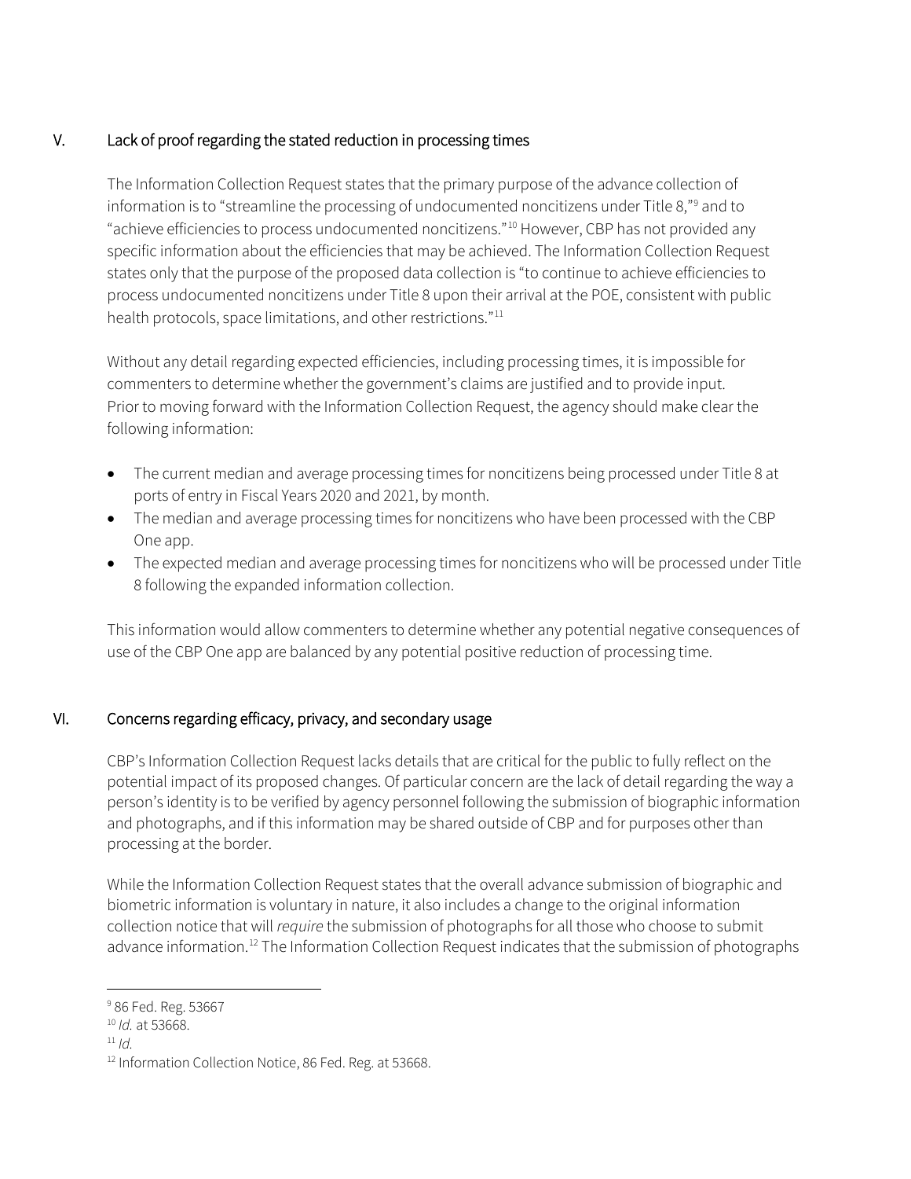## V. Lack of proof regarding the stated reduction in processing times

The Information Collection Request states that the primary purpose of the advance collection of information is to "streamline the processing of undocumented noncitizens under Title 8,"[9] and to "achieve efficiencies to process undocumented noncitizens."[10] However, CBP has not provided any specific information about the efficiencies that may be achieved. The Information Collection Request states only that the purpose of the proposed data collection is "to continue to achieve efficiencies to process undocumented noncitizens under Title 8 upon their arrival at the POE, consistent with public health protocols, space limitations, and other restrictions."[11]

Without any detail regarding expected efficiencies, including processing times, it is impossible for commenters to determine whether the government's claims are justified and to provide input. Prior to moving forward with the Information Collection Request, the agency should make clear the following information:

- The current median and average processing times for noncitizens being processed under Title 8 at ports of entry in Fiscal Years 2020 and 2021, by month.
- The median and average processing times for noncitizens who have been processed with the CBP One app.
- The expected median and average processing times for noncitizens who will be processed under Title 8 following the expanded information collection.

This information would allow commenters to determine whether any potential negative consequences of use of the CBP One app are balanced by any potential positive reduction of processing time.

## VI. Concerns regarding efficacy, privacy, and secondary usage

CBP's Information Collection Request lacks details that are critical for the public to fully reflect on the potential impact of its proposed changes. Of particular concern are the lack of detail regarding the way a person's identity is to be verified by agency personnel following the submission of biographic information and photographs, and if this information may be shared outside of CBP and for purposes other than processing at the border.

While the Information Collection Request states that the overall advance submission of biographic and biometric information is voluntary in nature, it also includes a change to the original information collection notice that will *require* the submission of photographs for all those who choose to submit advance information.[12] The Information Collection Request indicates that the submission of photographs

---

[9] 86 Fed. Reg. 53667

[10] *Id.* at 53668.

[11] *Id.*

[12] Information Collection Notice, 86 Fed. Reg. at 53668.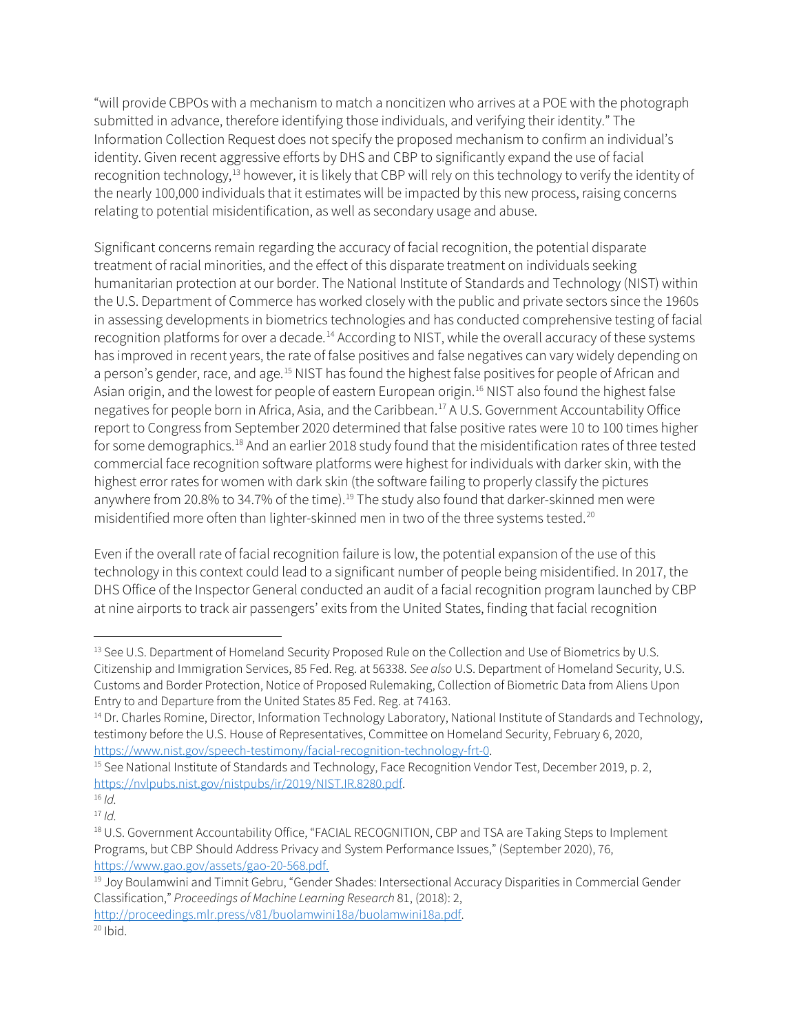"will provide CBPOs with a mechanism to match a noncitizen who arrives at a POE with the photograph submitted in advance, therefore identifying those individuals, and verifying their identity." The Information Collection Request does not specify the proposed mechanism to confirm an individual's identity. Given recent aggressive efforts by DHS and CBP to significantly expand the use of facial recognition technology,[13] however, it is likely that CBP will rely on this technology to verify the identity of the nearly 100,000 individuals that it estimates will be impacted by this new process, raising concerns relating to potential misidentification, as well as secondary usage and abuse.

Significant concerns remain regarding the accuracy of facial recognition, the potential disparate treatment of racial minorities, and the effect of this disparate treatment on individuals seeking humanitarian protection at our border. The National Institute of Standards and Technology (NIST) within the U.S. Department of Commerce has worked closely with the public and private sectors since the 1960s in assessing developments in biometrics technologies and has conducted comprehensive testing of facial recognition platforms for over a decade.[14] According to NIST, while the overall accuracy of these systems has improved in recent years, the rate of false positives and false negatives can vary widely depending on a person's gender, race, and age.[15] NIST has found the highest false positives for people of African and Asian origin, and the lowest for people of eastern European origin.[16] NIST also found the highest false negatives for people born in Africa, Asia, and the Caribbean.[17] A U.S. Government Accountability Office report to Congress from September 2020 determined that false positive rates were 10 to 100 times higher for some demographics.[18] And an earlier 2018 study found that the misidentification rates of three tested commercial face recognition software platforms were highest for individuals with darker skin, with the highest error rates for women with dark skin (the software failing to properly classify the pictures anywhere from 20.8% to 34.7% of the time).[19] The study also found that darker-skinned men were misidentified more often than lighter-skinned men in two of the three systems tested.[20]

Even if the overall rate of facial recognition failure is low, the potential expansion of the use of this technology in this context could lead to a significant number of people being misidentified. In 2017, the DHS Office of the Inspector General conducted an audit of a facial recognition program launched by CBP at nine airports to track air passengers' exits from the United States, finding that facial recognition

---

[13] See U.S. Department of Homeland Security Proposed Rule on the Collection and Use of Biometrics by U.S. Citizenship and Immigration Services, 85 Fed. Reg. at 56338. *See also* U.S. Department of Homeland Security, U.S. Customs and Border Protection, Notice of Proposed Rulemaking, Collection of Biometric Data from Aliens Upon Entry to and Departure from the United States 85 Fed. Reg. at 74163.

[14] Dr. Charles Romine, Director, Information Technology Laboratory, National Institute of Standards and Technology, testimony before the U.S. House of Representatives, Committee on Homeland Security, February 6, 2020, https://www.nist.gov/speech-testimony/facial-recognition-technology-frt-0.

[15] See National Institute of Standards and Technology, Face Recognition Vendor Test, December 2019, p. 2, https://nvlpubs.nist.gov/nistpubs/ir/2019/NIST.IR.8280.pdf.

[16] *Id.*

[17] *Id.*

[18] U.S. Government Accountability Office, "FACIAL RECOGNITION, CBP and TSA are Taking Steps to Implement Programs, but CBP Should Address Privacy and System Performance Issues," (September 2020), 76, https://www.gao.gov/assets/gao-20-568.pdf.

[19] Joy Boulamwini and Timnit Gebru, "Gender Shades: Intersectional Accuracy Disparities in Commercial Gender Classification," *Proceedings of Machine Learning Research* 81, (2018): 2, http://proceedings.mlr.press/v81/buolamwini18a/buolamwini18a.pdf.

[20] Ibid.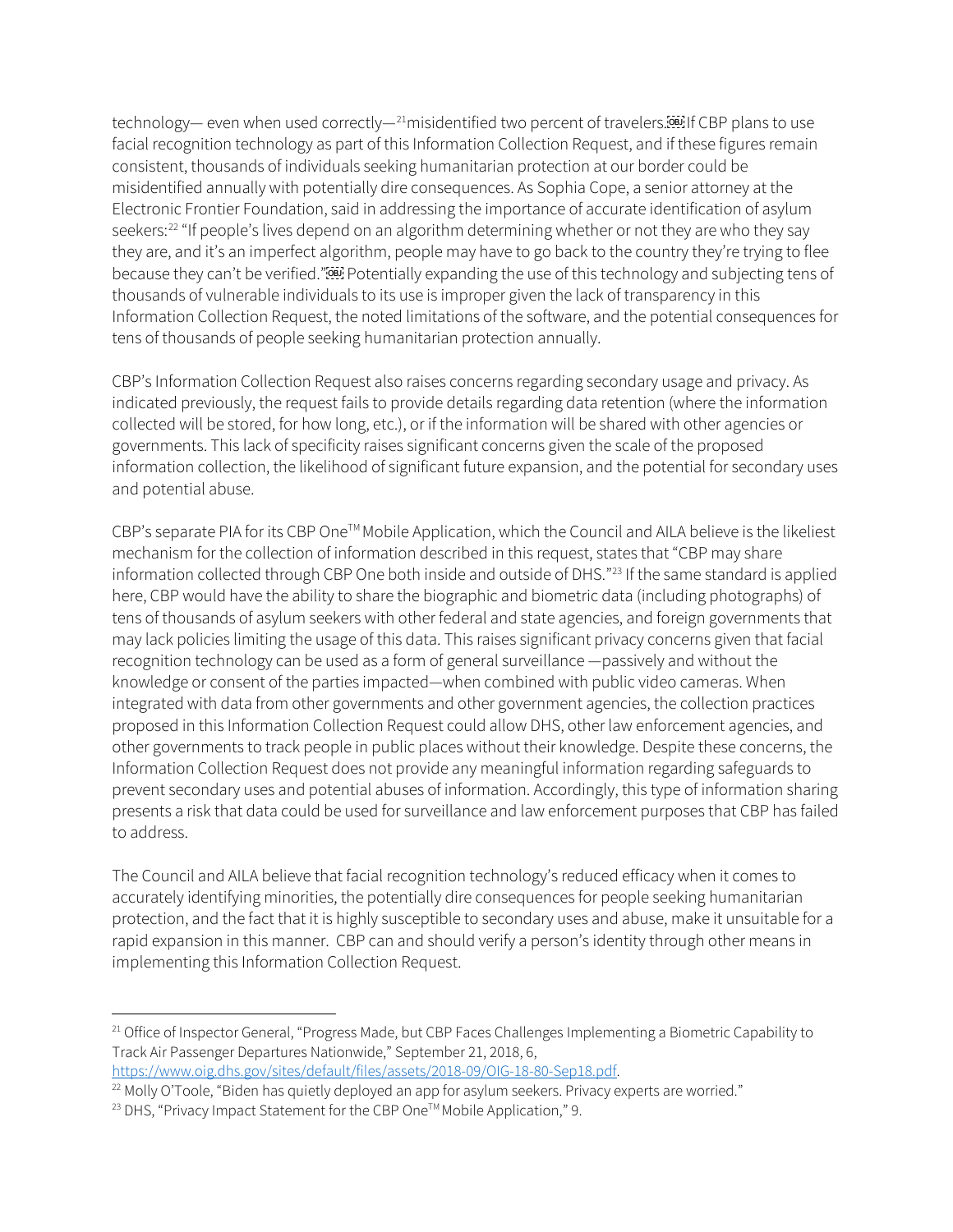technology— even when used correctly—[21]misidentified two percent of travelers. If CBP plans to use facial recognition technology as part of this Information Collection Request, and if these figures remain consistent, thousands of individuals seeking humanitarian protection at our border could be misidentified annually with potentially dire consequences. As Sophia Cope, a senior attorney at the Electronic Frontier Foundation, said in addressing the importance of accurate identification of asylum seekers:[22] "If people's lives depend on an algorithm determining whether or not they are who they say they are, and it's an imperfect algorithm, people may have to go back to the country they're trying to flee because they can't be verified." Potentially expanding the use of this technology and subjecting tens of thousands of vulnerable individuals to its use is improper given the lack of transparency in this Information Collection Request, the noted limitations of the software, and the potential consequences for tens of thousands of people seeking humanitarian protection annually.

CBP's Information Collection Request also raises concerns regarding secondary usage and privacy. As indicated previously, the request fails to provide details regarding data retention (where the information collected will be stored, for how long, etc.), or if the information will be shared with other agencies or governments. This lack of specificity raises significant concerns given the scale of the proposed information collection, the likelihood of significant future expansion, and the potential for secondary uses and potential abuse.

CBP's separate PIA for its CBP One™ Mobile Application, which the Council and AILA believe is the likeliest mechanism for the collection of information described in this request, states that "CBP may share information collected through CBP One both inside and outside of DHS."[23] If the same standard is applied here, CBP would have the ability to share the biographic and biometric data (including photographs) of tens of thousands of asylum seekers with other federal and state agencies, and foreign governments that may lack policies limiting the usage of this data. This raises significant privacy concerns given that facial recognition technology can be used as a form of general surveillance —passively and without the knowledge or consent of the parties impacted—when combined with public video cameras. When integrated with data from other governments and other government agencies, the collection practices proposed in this Information Collection Request could allow DHS, other law enforcement agencies, and other governments to track people in public places without their knowledge. Despite these concerns, the Information Collection Request does not provide any meaningful information regarding safeguards to prevent secondary uses and potential abuses of information. Accordingly, this type of information sharing presents a risk that data could be used for surveillance and law enforcement purposes that CBP has failed to address.

The Council and AILA believe that facial recognition technology's reduced efficacy when it comes to accurately identifying minorities, the potentially dire consequences for people seeking humanitarian protection, and the fact that it is highly susceptible to secondary uses and abuse, make it unsuitable for a rapid expansion in this manner. CBP can and should verify a person's identity through other means in implementing this Information Collection Request.

---

[21] Office of Inspector General, "Progress Made, but CBP Faces Challenges Implementing a Biometric Capability to Track Air Passenger Departures Nationwide," September 21, 2018, 6, https://www.oig.dhs.gov/sites/default/files/assets/2018-09/OIG-18-80-Sep18.pdf.

[22] Molly O'Toole, "Biden has quietly deployed an app for asylum seekers. Privacy experts are worried."

[23] DHS, "Privacy Impact Statement for the CBP One™ Mobile Application," 9.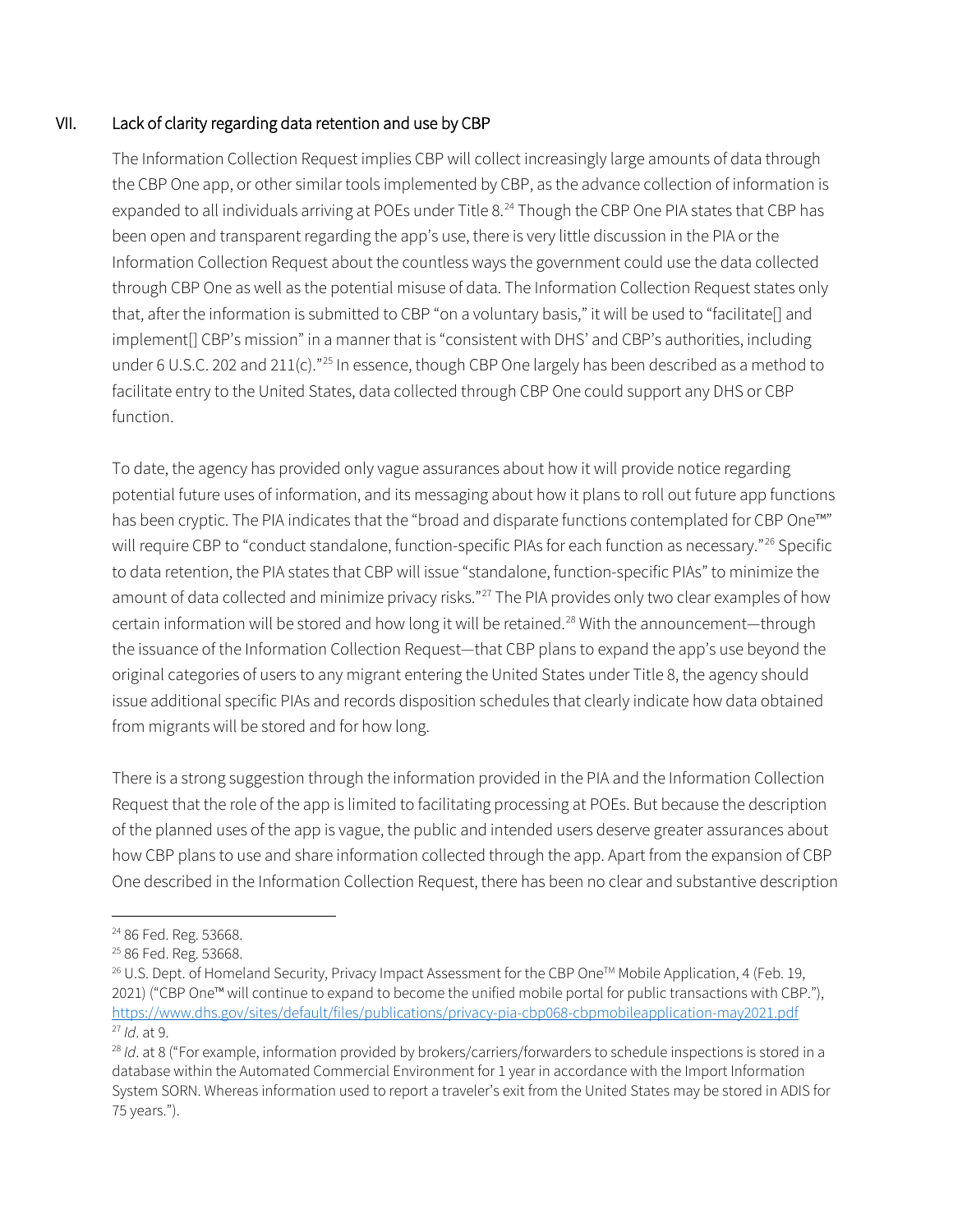## VII. Lack of clarity regarding data retention and use by CBP

The Information Collection Request implies CBP will collect increasingly large amounts of data through the CBP One app, or other similar tools implemented by CBP, as the advance collection of information is expanded to all individuals arriving at POEs under Title 8.[24] Though the CBP One PIA states that CBP has been open and transparent regarding the app's use, there is very little discussion in the PIA or the Information Collection Request about the countless ways the government could use the data collected through CBP One as well as the potential misuse of data. The Information Collection Request states only that, after the information is submitted to CBP "on a voluntary basis," it will be used to "facilitate[] and implement[] CBP's mission" in a manner that is "consistent with DHS' and CBP's authorities, including under 6 U.S.C. 202 and 211(c)."[25] In essence, though CBP One largely has been described as a method to facilitate entry to the United States, data collected through CBP One could support any DHS or CBP function.

To date, the agency has provided only vague assurances about how it will provide notice regarding potential future uses of information, and its messaging about how it plans to roll out future app functions has been cryptic. The PIA indicates that the "broad and disparate functions contemplated for CBP One™" will require CBP to "conduct standalone, function-specific PIAs for each function as necessary."[26] Specific to data retention, the PIA states that CBP will issue "standalone, function-specific PIAs" to minimize the amount of data collected and minimize privacy risks."[27] The PIA provides only two clear examples of how certain information will be stored and how long it will be retained.[28] With the announcement—through the issuance of the Information Collection Request—that CBP plans to expand the app's use beyond the original categories of users to any migrant entering the United States under Title 8, the agency should issue additional specific PIAs and records disposition schedules that clearly indicate how data obtained from migrants will be stored and for how long.

There is a strong suggestion through the information provided in the PIA and the Information Collection Request that the role of the app is limited to facilitating processing at POEs. But because the description of the planned uses of the app is vague, the public and intended users deserve greater assurances about how CBP plans to use and share information collected through the app. Apart from the expansion of CBP One described in the Information Collection Request, there has been no clear and substantive description

---

[24] 86 Fed. Reg. 53668.

[25] 86 Fed. Reg. 53668.

[26] U.S. Dept. of Homeland Security, Privacy Impact Assessment for the CBP One™ Mobile Application, 4 (Feb. 19, 2021) ("CBP One™ will continue to expand to become the unified mobile portal for public transactions with CBP."), https://www.dhs.gov/sites/default/files/publications/privacy-pia-cbp068-cbpmobileapplication-may2021.pdf

[27] *Id*. at 9.

[28] *Id*. at 8 ("For example, information provided by brokers/carriers/forwarders to schedule inspections is stored in a database within the Automated Commercial Environment for 1 year in accordance with the Import Information System SORN. Whereas information used to report a traveler's exit from the United States may be stored in ADIS for 75 years.").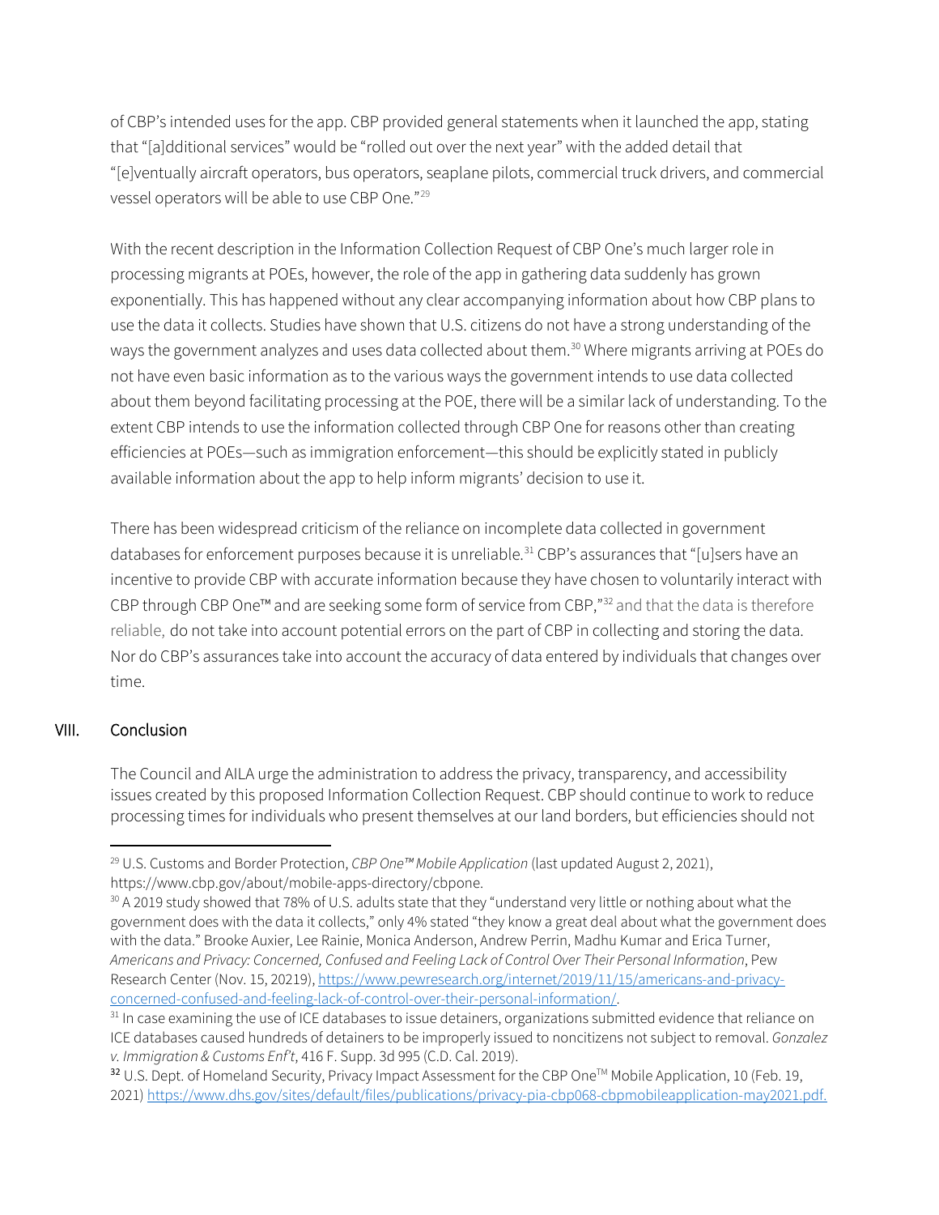of CBP's intended uses for the app. CBP provided general statements when it launched the app, stating that "[a]dditional services" would be "rolled out over the next year" with the added detail that "[e]ventually aircraft operators, bus operators, seaplane pilots, commercial truck drivers, and commercial vessel operators will be able to use CBP One."[29]

With the recent description in the Information Collection Request of CBP One's much larger role in processing migrants at POEs, however, the role of the app in gathering data suddenly has grown exponentially. This has happened without any clear accompanying information about how CBP plans to use the data it collects. Studies have shown that U.S. citizens do not have a strong understanding of the ways the government analyzes and uses data collected about them.[30] Where migrants arriving at POEs do not have even basic information as to the various ways the government intends to use data collected about them beyond facilitating processing at the POE, there will be a similar lack of understanding. To the extent CBP intends to use the information collected through CBP One for reasons other than creating efficiencies at POEs—such as immigration enforcement—this should be explicitly stated in publicly available information about the app to help inform migrants' decision to use it.

There has been widespread criticism of the reliance on incomplete data collected in government databases for enforcement purposes because it is unreliable.[31] CBP's assurances that "[u]sers have an incentive to provide CBP with accurate information because they have chosen to voluntarily interact with CBP through CBP One™ and are seeking some form of service from CBP,"[32] and that the data is therefore reliable, do not take into account potential errors on the part of CBP in collecting and storing the data. Nor do CBP's assurances take into account the accuracy of data entered by individuals that changes over time.

## VIII. Conclusion

The Council and AILA urge the administration to address the privacy, transparency, and accessibility issues created by this proposed Information Collection Request. CBP should continue to work to reduce processing times for individuals who present themselves at our land borders, but efficiencies should not

---

[29] U.S. Customs and Border Protection, *CBP One™ Mobile Application* (last updated August 2, 2021), https://www.cbp.gov/about/mobile-apps-directory/cbpone.

[30] A 2019 study showed that 78% of U.S. adults state that they "understand very little or nothing about what the government does with the data it collects," only 4% stated "they know a great deal about what the government does with the data." Brooke Auxier, Lee Rainie, Monica Anderson, Andrew Perrin, Madhu Kumar and Erica Turner, *Americans and Privacy: Concerned, Confused and Feeling Lack of Control Over Their Personal Information*, Pew Research Center (Nov. 15, 20219), https://www.pewresearch.org/internet/2019/11/15/americans-and-privacy-concerned-confused-and-feeling-lack-of-control-over-their-personal-information/.

[31] In case examining the use of ICE databases to issue detainers, organizations submitted evidence that reliance on ICE databases caused hundreds of detainers to be improperly issued to noncitizens not subject to removal. *Gonzalez v. Immigration & Customs Enf't*, 416 F. Supp. 3d 995 (C.D. Cal. 2019).

[32] U.S. Dept. of Homeland Security, Privacy Impact Assessment for the CBP One™ Mobile Application, 10 (Feb. 19, 2021) https://www.dhs.gov/sites/default/files/publications/privacy-pia-cbp068-cbpmobileapplication-may2021.pdf.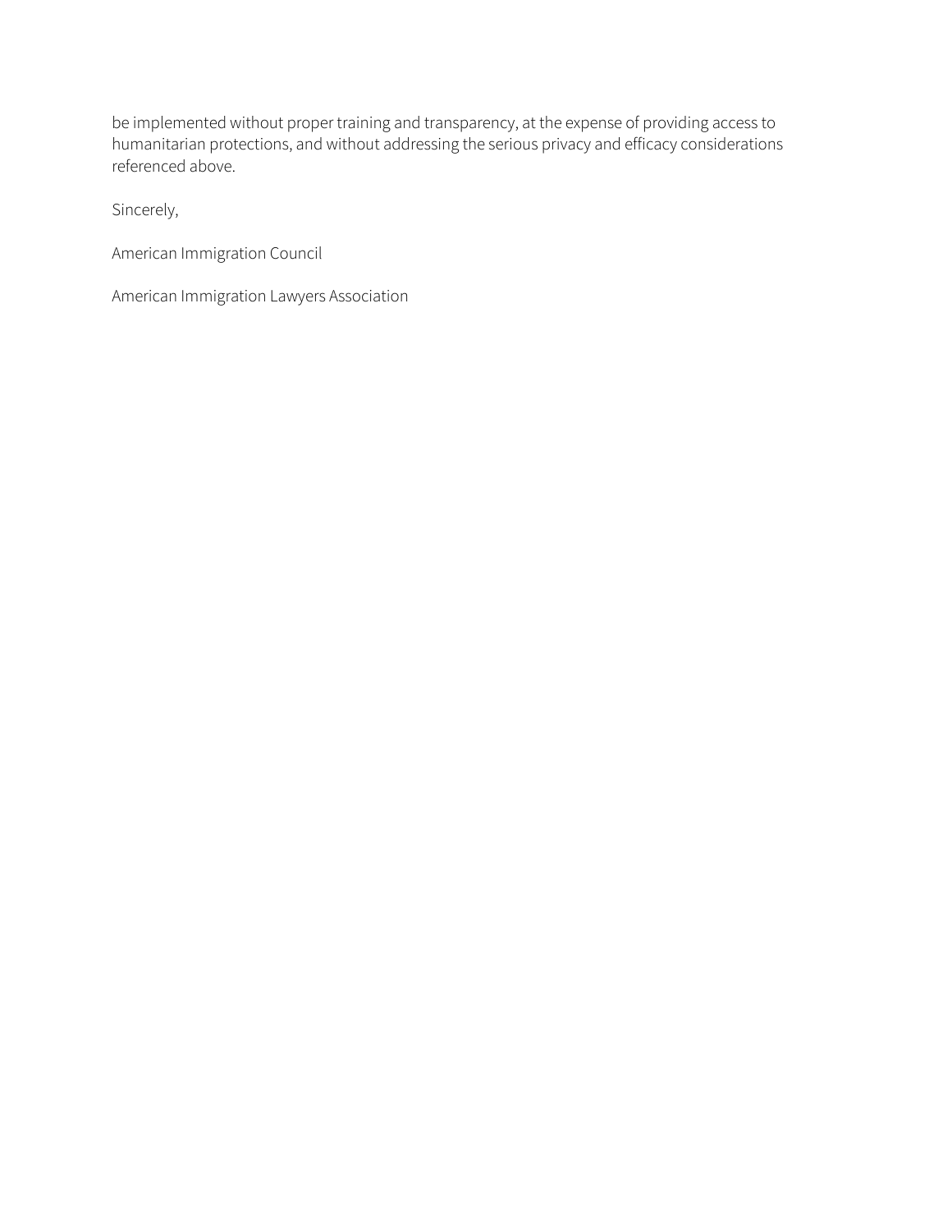be implemented without proper training and transparency, at the expense of providing access to humanitarian protections, and without addressing the serious privacy and efficacy considerations referenced above.

Sincerely,

American Immigration Council

American Immigration Lawyers Association